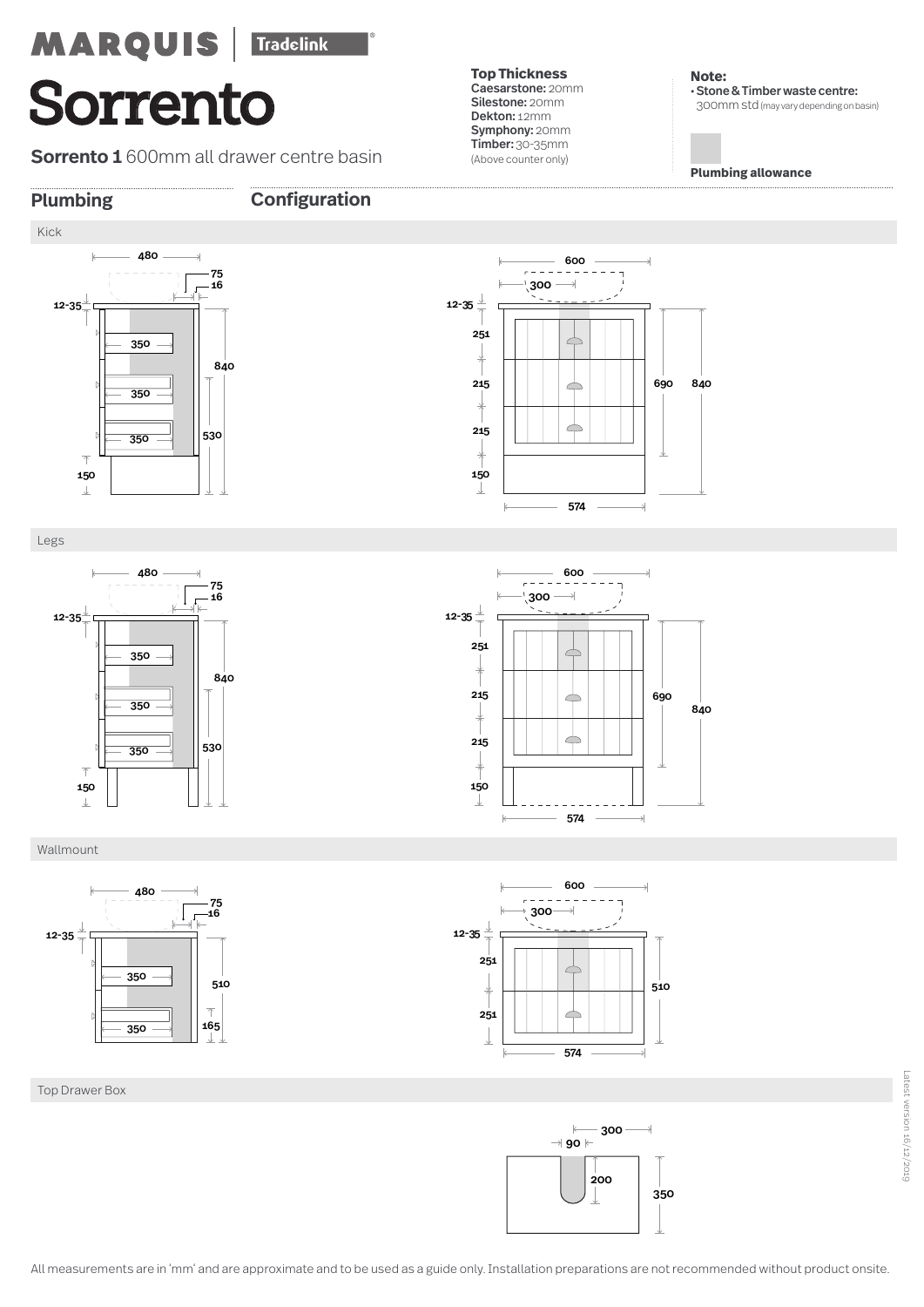MARQUIS | Tradelink

# Sorrento

**Sorrento 1** 600mm all drawer centre basin

**Top Thickness**
**Caesarstone:** 20mm
**Silestone:** 20mm
**Dekton:** 12mm
**Symphony:** 20mm
**Timber:** 30-35mm
(Above counter only)

**Note:**
- **Stone & Timber waste centre:** 300mm std (may vary depending on basin)

**Plumbing allowance**

## Plumbing

## Configuration

### Kick

480, 75, 16, 12-35, 350, 350, 350, 840, 530, 150

600, 300, 12-35, 251, 215, 215, 150, 690, 840, 574

### Legs

480, 75, 16, 12-35, 350, 350, 350, 840, 530, 150

600, 300, 12-35, 251, 215, 215, 150, 690, 840, 574

### Wallmount

480, 75, 16, 12-35, 350, 350, 510, 165

600, 300, 12-35, 251, 251, 510, 574

### Top Drawer Box

300, 90, 200, 350

All measurements are in 'mm' and are approximate and to be used as a guide only. Installation preparations are not recommended without product onsite.

Latest version 16/12/2019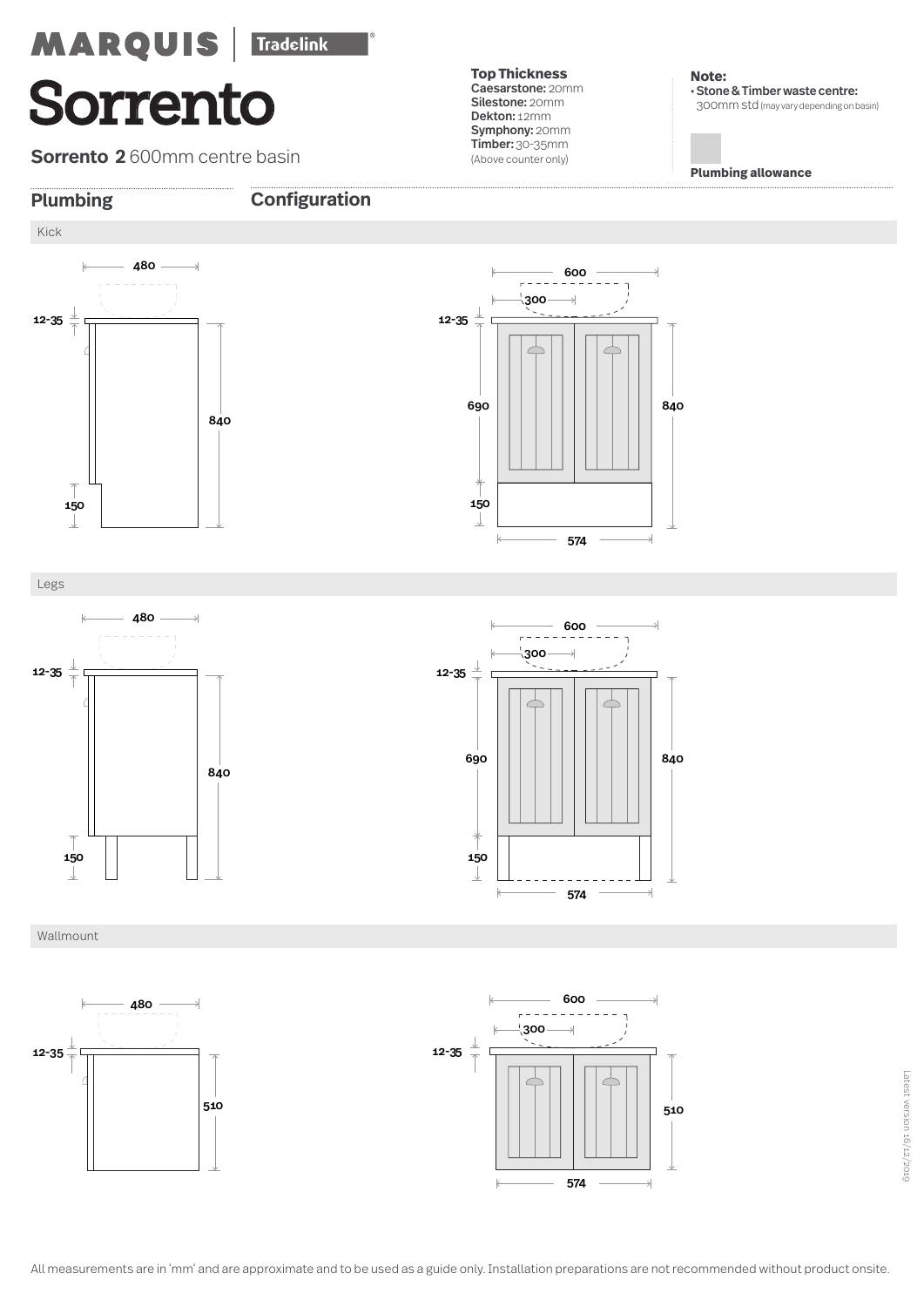MARQUIS | Tradelink

# Sorrento

**Sorrento 2** 600mm centre basin

**Top Thickness**
**Caesarstone:** 20mm
**Silestone:** 20mm
**Dekton:** 12mm
**Symphony:** 20mm
**Timber:** 30-35mm
(Above counter only)

**Note:**
• **Stone & Timber waste centre:** 300mm std (may vary depending on basin)

**Plumbing allowance**

## Plumbing

## Configuration

### Kick

480, 12-35, 840, 150

600, 300, 12-35, 690, 840, 150, 574

### Legs

480, 12-35, 840, 150

600, 300, 12-35, 690, 840, 150, 574

### Wallmount

480, 12-35, 510

600, 300, 12-35, 510, 574

Latest version 16/12/2019

All measurements are in 'mm' and are approximate and to be used as a guide only. Installation preparations are not recommended without product onsite.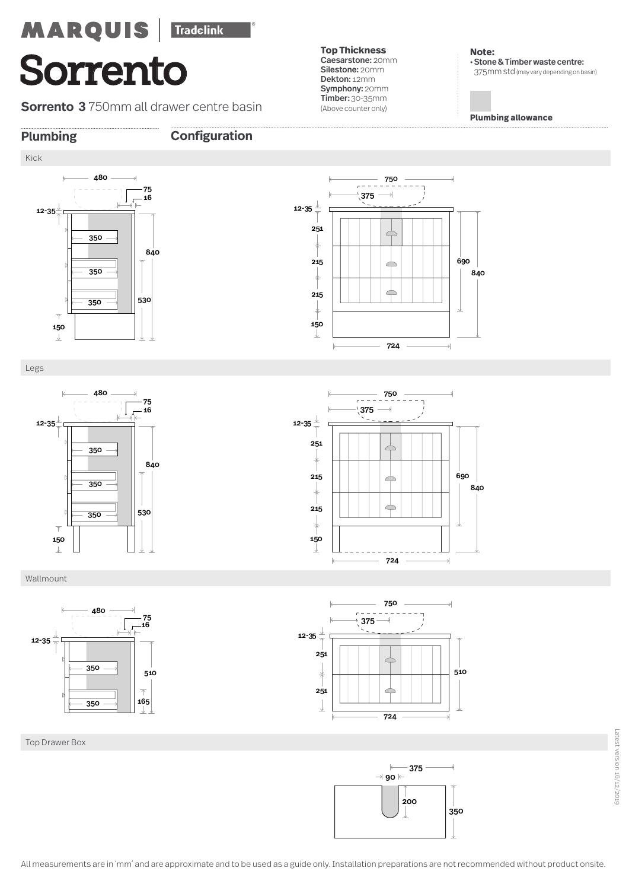MARQUIS | Tradelink

# Sorrento

**Sorrento 3** 750mm all drawer centre basin

**Top Thickness**
**Caesarstone:** 20mm
**Silestone:** 20mm
**Dekton:** 12mm
**Symphony:** 20mm
**Timber:** 30-35mm
(Above counter only)

**Note:**
- **Stone & Timber waste centre:** 375mm std (may vary depending on basin)

**Plumbing allowance**

## Plumbing

## Configuration

### Kick

480, 75, 16, 12-35, 350, 350, 350, 840, 530, 150

750, 375, 12-35, 251, 215, 215, 150, 690, 840, 724

### Legs

480, 75, 16, 12-35, 350, 350, 350, 840, 530, 150

750, 375, 12-35, 251, 215, 215, 150, 690, 840, 724

### Wallmount

480, 75, 16, 12-35, 350, 350, 510, 165

750, 375, 12-35, 251, 251, 510, 724

### Top Drawer Box

375, 90, 200, 350

All measurements are in 'mm' and are approximate and to be used as a guide only. Installation preparations are not recommended without product onsite.

Latest version 16/12/2019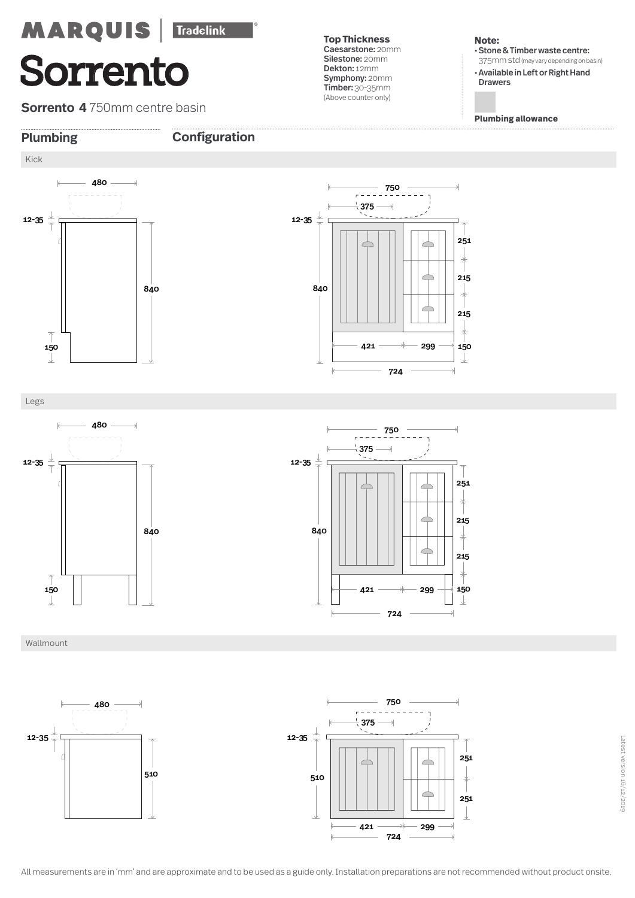# MARQUIS | Tradelink

# Sorrento

**Sorrento 4** 750mm centre basin

**Top Thickness**
**Caesarstone:** 20mm
**Silestone:** 20mm
**Dekton:** 12mm
**Symphony:** 20mm
**Timber:** 30-35mm
(Above counter only)

**Note:**
- **Stone & Timber waste centre:** 375mm std (may vary depending on basin)
- **Available in Left or Right Hand Drawers**

**Plumbing allowance**

## Plumbing

## Configuration

### Kick

480, 12-35, 840, 150

750, 375, 12-35, 840, 251, 215, 215, 150, 421, 299, 724

### Legs

480, 12-35, 840, 150

750, 375, 12-35, 840, 251, 215, 215, 150, 421, 299, 724

### Wallmount

480, 12-35, 510

750, 375, 12-35, 510, 251, 251, 421, 299, 724

Latest version 16/12/2019

All measurements are in 'mm' and are approximate and to be used as a guide only. Installation preparations are not recommended without product onsite.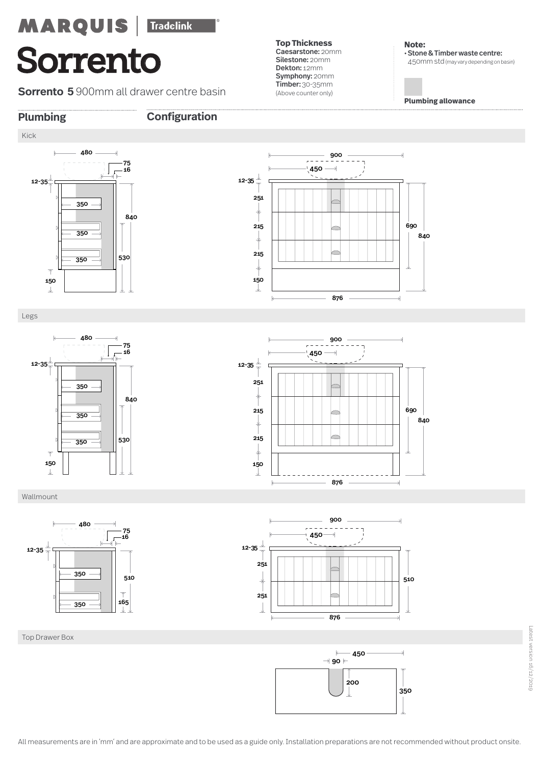# MARQUIS | Tradelink

# Sorrento

**Sorrento 5** 900mm all drawer centre basin

**Top Thickness**
**Caesarstone:** 20mm
**Silestone:** 20mm
**Dekton:** 12mm
**Symphony:** 20mm
**Timber:** 30-35mm
(Above counter only)

**Note:**
- **Stone & Timber waste centre:** 450mm std (may vary depending on basin)

**Plumbing allowance**

## Plumbing

## Configuration

### Kick

480, 75, 16, 12-35, 350, 350, 350, 840, 530, 150

900, 450, 12-35, 251, 215, 215, 150, 690, 840, 876

### Legs

480, 75, 16, 12-35, 350, 350, 350, 840, 530, 150

900, 450, 12-35, 251, 215, 215, 150, 690, 840, 876

### Wallmount

480, 75, 16, 12-35, 350, 350, 510, 165

900, 450, 12-35, 251, 251, 510, 876

### Top Drawer Box

450, 90, 200, 350

All measurements are in 'mm' and are approximate and to be used as a guide only. Installation preparations are not recommended without product onsite.

Latest version 16/12/2019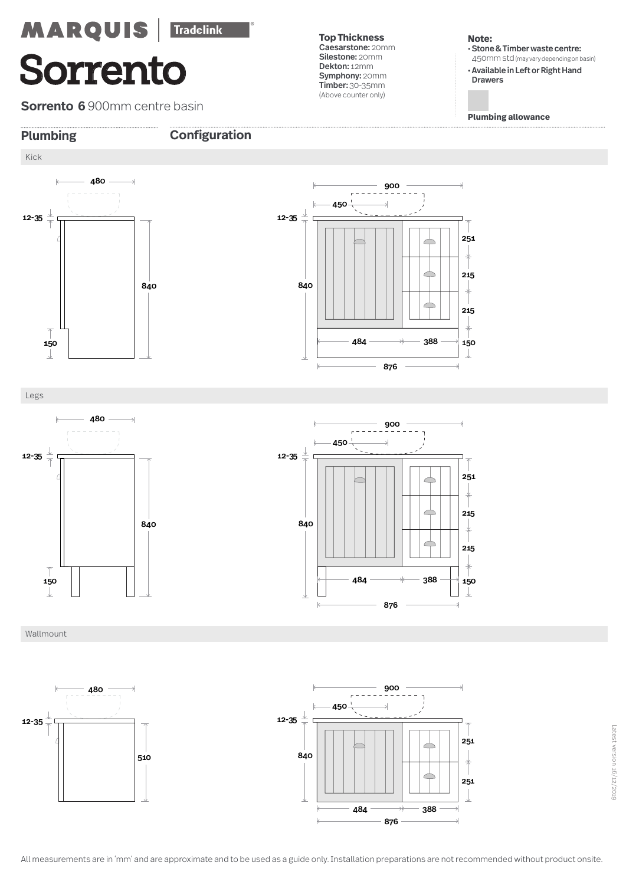MARQUIS | Tradelink

# Sorrento

**Sorrento 6** 900mm centre basin

**Top Thickness**
**Caesarstone:** 20mm
**Silestone:** 20mm
**Dekton:** 12mm
**Symphony:** 20mm
**Timber:** 30-35mm
(Above counter only)

**Note:**
- **Stone & Timber waste centre:** 450mm std (may vary depending on basin)
- **Available in Left or Right Hand Drawers**

**Plumbing allowance**

## Plumbing

## Configuration

### Kick

480
12-35
840
150

900
450
12-35
840
251
215
215
150
484
388
876

### Legs

480
12-35
840
150

900
450
12-35
840
251
215
215
150
484
388
876

### Wallmount

480
12-35
510

900
450
12-35
840
251
251
484
388
876

Latest version 16/12/2019

All measurements are in 'mm' and are approximate and to be used as a guide only. Installation preparations are not recommended without product onsite.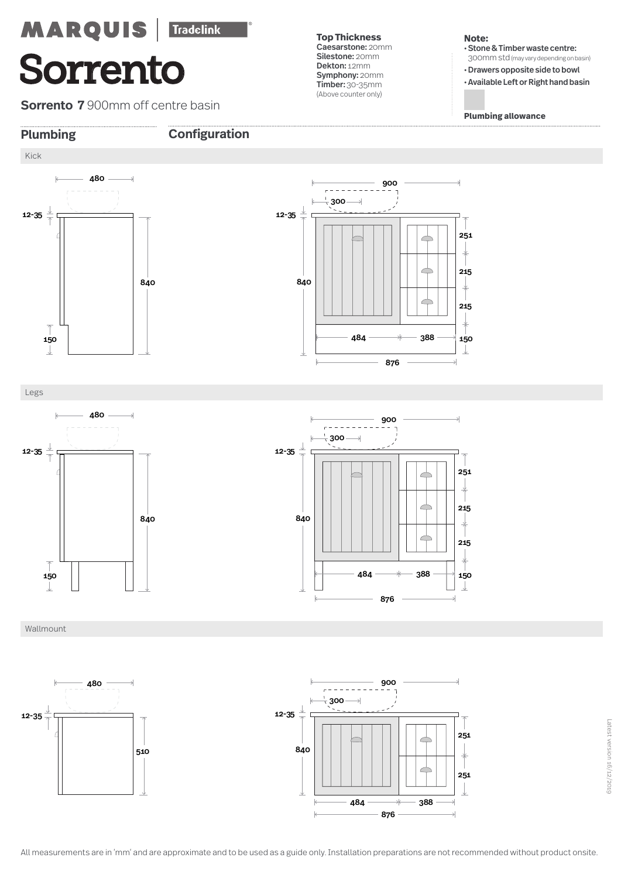MARQUIS | Tradelink

# Sorrento

**Sorrento 7** 900mm off centre basin

**Top Thickness**
**Caesarstone:** 20mm
**Silestone:** 20mm
**Dekton:** 12mm
**Symphony:** 20mm
**Timber:** 30-35mm
(Above counter only)

**Note:**
- **Stone & Timber waste centre:** 300mm std (may vary depending on basin)
- **Drawers opposite side to bowl**
- **Available Left or Right hand basin**

**Plumbing allowance**

## Plumbing

## Configuration

### Kick

480
12-35
840
150

900
300
12-35
840
251
215
215
484
388
150
876

### Legs

480
12-35
840
150

900
300
12-35
840
251
215
215
484
388
150
876

### Wallmount

480
12-35
510

900
300
12-35
840
251
251
484
388
876

All measurements are in 'mm' and are approximate and to be used as a guide only. Installation preparations are not recommended without product onsite.

Latest version 16/12/2019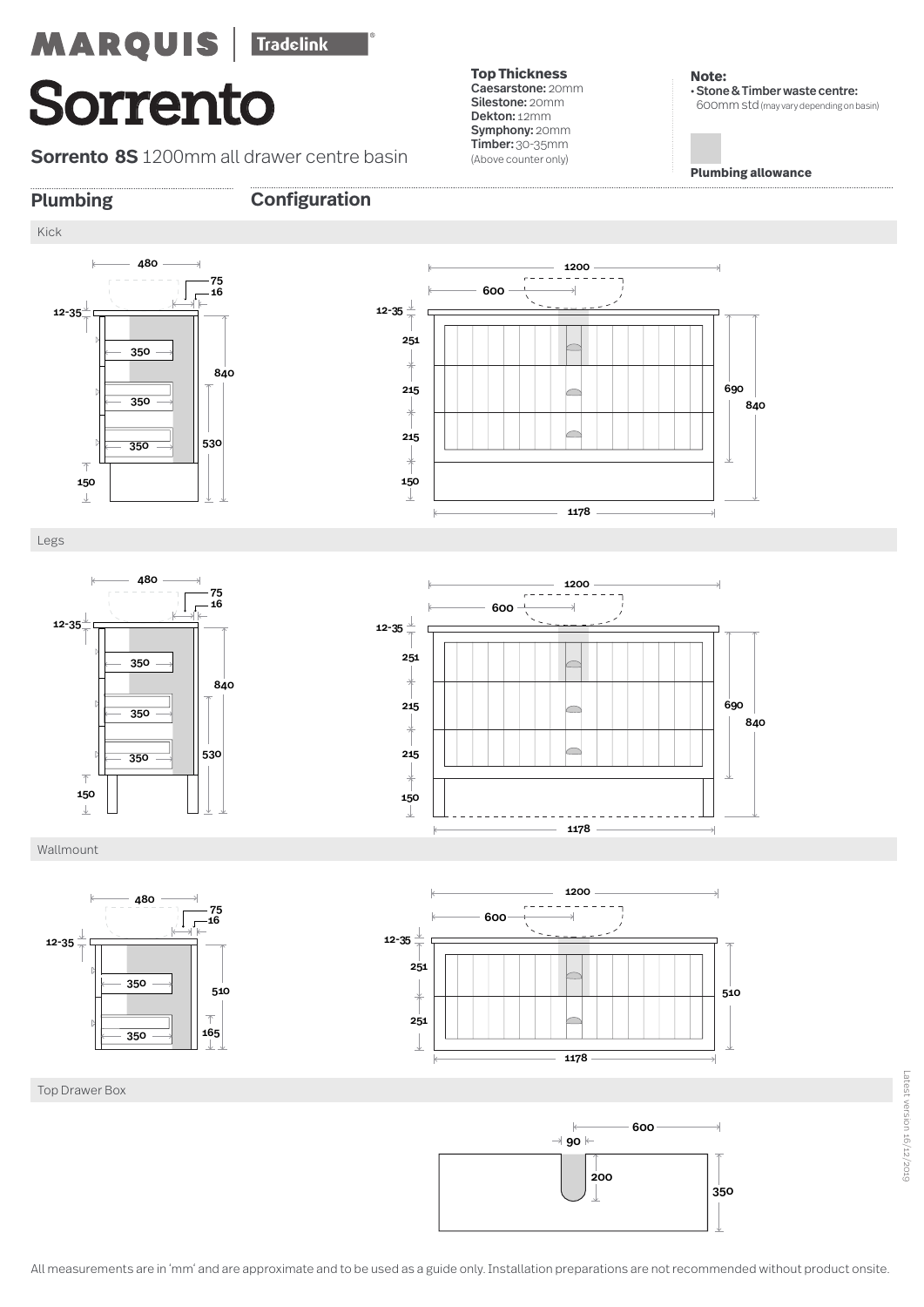MARQUIS | Tradelink

# Sorrento

**Sorrento 8S** 1200mm all drawer centre basin

**Top Thickness**
**Caesarstone:** 20mm
**Silestone:** 20mm
**Dekton:** 12mm
**Symphony:** 20mm
**Timber:** 30-35mm
(Above counter only)

**Note:**
- **Stone & Timber waste centre:** 600mm std (may vary depending on basin)

**Plumbing allowance**

## Plumbing

## Configuration

### Kick

480, 75, 16, 12-35, 350, 350, 350, 840, 530, 150

1200, 600, 12-35, 251, 215, 215, 150, 690, 840, 1178

### Legs

480, 75, 16, 12-35, 350, 350, 350, 840, 530, 150

1200, 600, 12-35, 251, 215, 215, 150, 690, 840, 1178

### Wallmount

480, 75, 16, 12-35, 350, 350, 510, 165

1200, 600, 12-35, 251, 251, 510, 1178

### Top Drawer Box

600, 90, 200, 350

Latest version 16/12/2019

All measurements are in 'mm' and are approximate and to be used as a guide only. Installation preparations are not recommended without product onsite.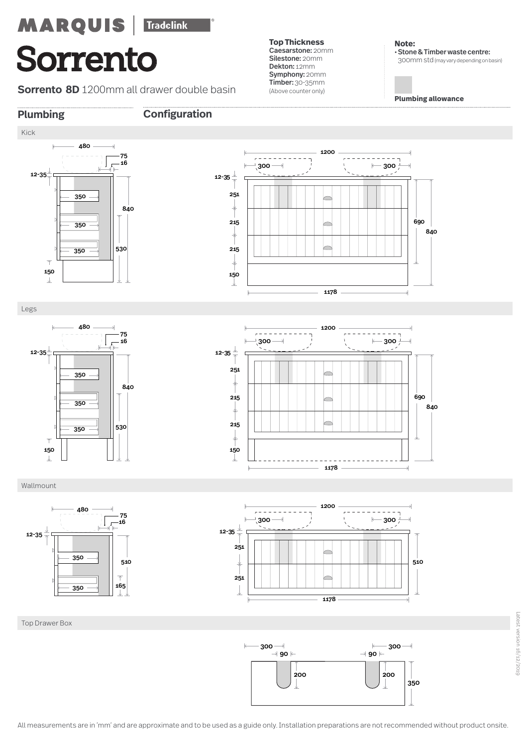MARQUIS | Tradelink®

# Sorrento

**Sorrento 8D** 1200mm all drawer double basin

**Top Thickness**
**Caesarstone:** 20mm
**Silestone:** 20mm
**Dekton:** 12mm
**Symphony:** 20mm
**Timber:** 30-35mm
(Above counter only)

**Note:**
- **Stone & Timber waste centre:** 300mm std (may vary depending on basin)

**Plumbing allowance**

## Plumbing

## Configuration

### Kick

480, 75, 16, 12-35, 350, 350, 350, 840, 530, 150

1200, 300, 300, 12-35, 251, 215, 215, 150, 690, 840, 1178

### Legs

480, 75, 16, 12-35, 350, 350, 350, 840, 530, 150

1200, 300, 300, 12-35, 251, 215, 215, 150, 690, 840, 1178

### Wallmount

480, 75, 16, 12-35, 350, 350, 510, 165

1200, 300, 300, 12-35, 251, 251, 510, 1178

### Top Drawer Box

300, 90, 200, 300, 90, 200, 350

All measurements are in 'mm' and are approximate and to be used as a guide only. Installation preparations are not recommended without product onsite.

Latest version 16/12/2019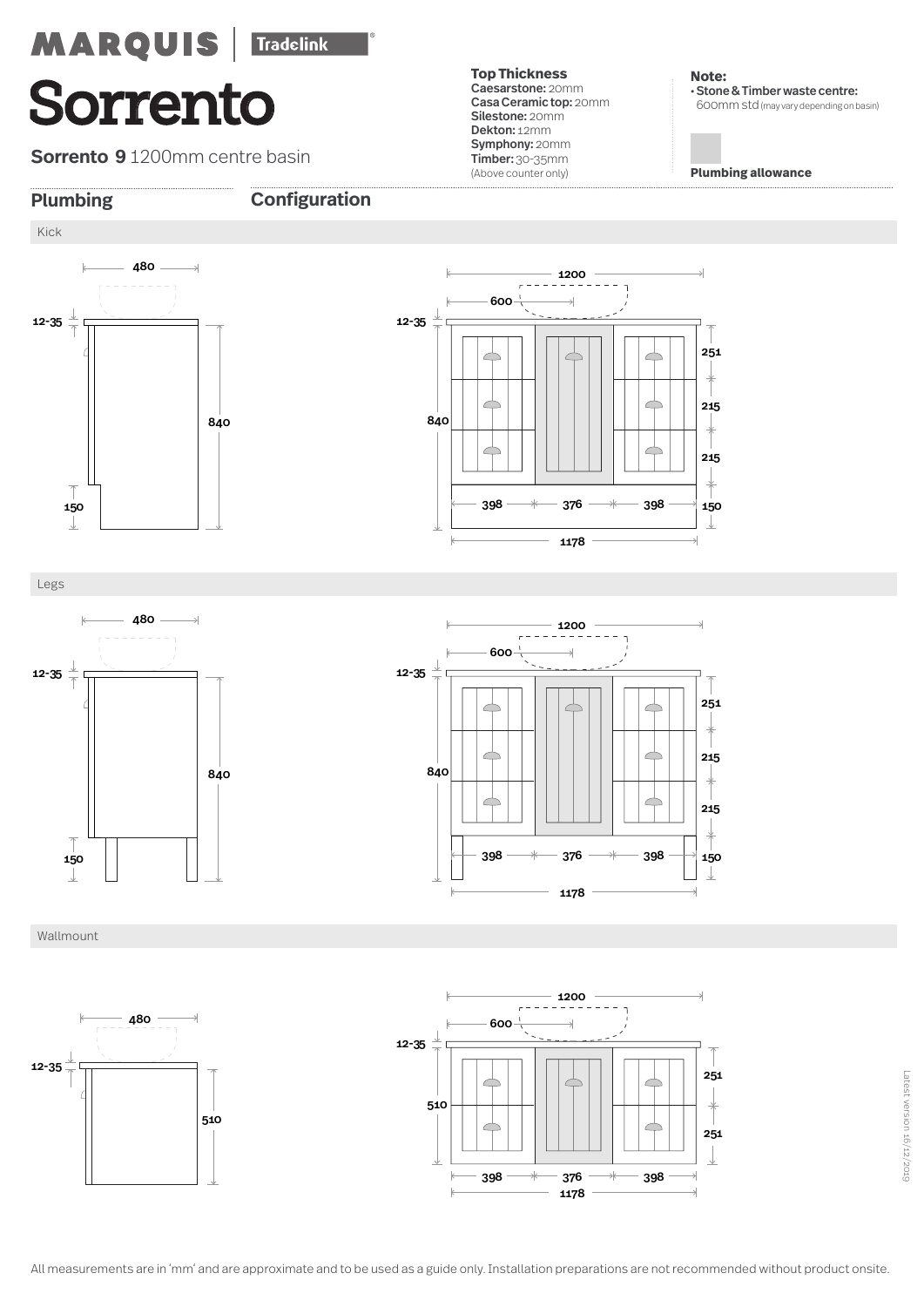MARQUIS | Tradelink

# Sorrento

**Sorrento 9** 1200mm centre basin

**Top Thickness**
**Caesarstone:** 20mm
**Casa Ceramic top:** 20mm
**Silestone:** 20mm
**Dekton:** 12mm
**Symphony:** 20mm
**Timber:** 30-35mm
(Above counter only)

**Note:**
• **Stone & Timber waste centre:** 600mm std (may vary depending on basin)

**Plumbing allowance**

## Plumbing

## Configuration

### Kick

480

12-35

840

150

1200

600

12-35

840

251

215

215

150

398 — 376 — 398

1178

### Legs

480

12-35

840

150

1200

600

12-35

840

251

215

215

150

398 — 376 — 398

1178

### Wallmount

480

12-35

510

1200

600

12-35

510

251

251

398 — 376 — 398

1178

Latest version 16/12/2019

All measurements are in 'mm' and are approximate and to be used as a guide only. Installation preparations are not recommended without product onsite.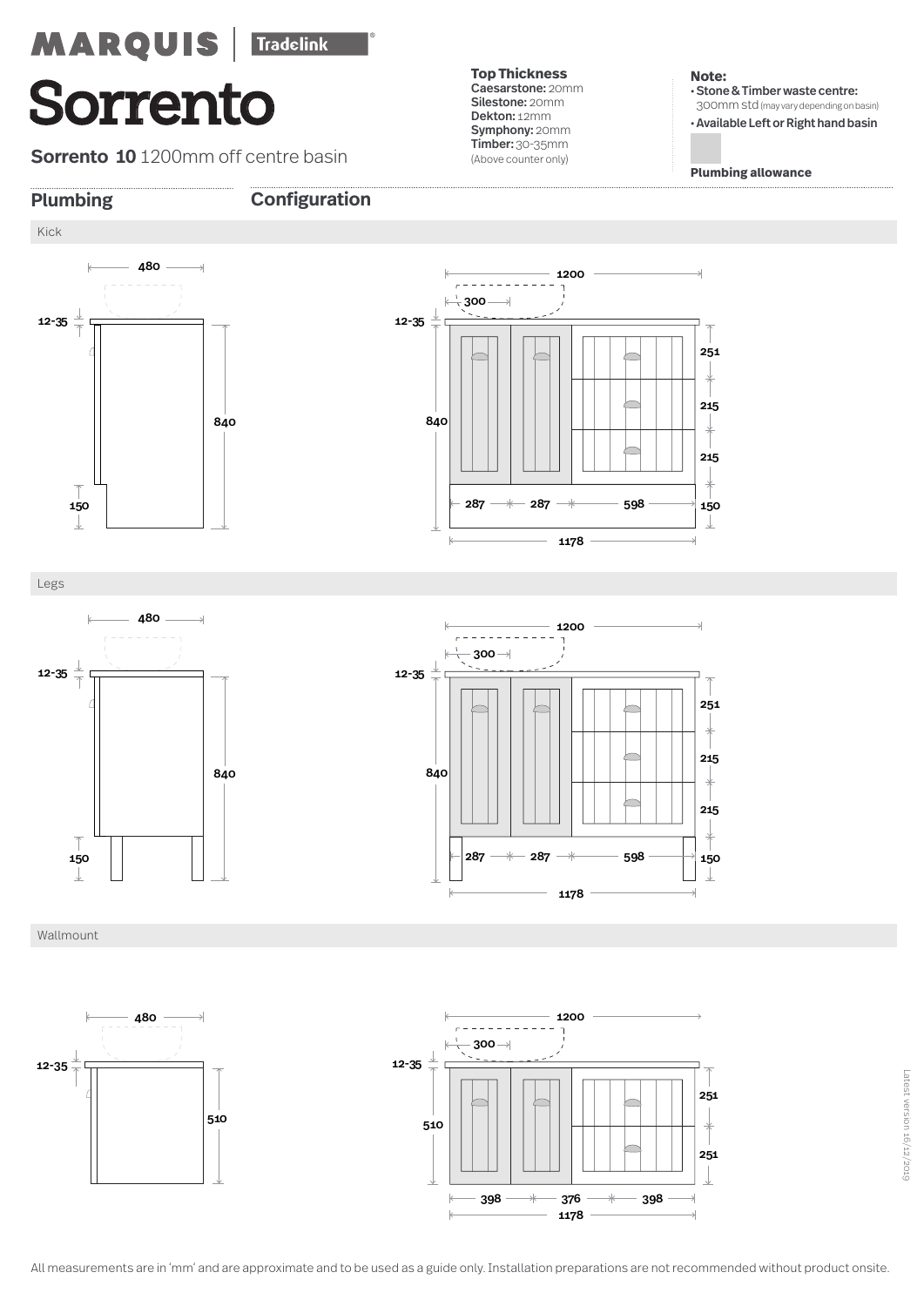MARQUIS | Tradelink

# Sorrento

**Sorrento 10** 1200mm off centre basin

**Top Thickness**
**Caesarstone:** 20mm
**Silestone:** 20mm
**Dekton:** 12mm
**Symphony:** 20mm
**Timber:** 30-35mm
(Above counter only)

**Note:**
- **Stone & Timber waste centre:** 300mm std (may vary depending on basin)
- **Available Left or Right hand basin**

**Plumbing allowance**

## Plumbing

## Configuration

### Kick

480
12-35
840
150

1200
300
12-35
840
251
215
215
150
287 287 598
1178

### Legs

480
12-35
840
150

1200
300
12-35
840
251
215
215
150
287 287 598
1178

### Wallmount

480
12-35
510

1200
300
12-35
510
251
251
398 376 398
1178

Latest version 16/12/2019

All measurements are in 'mm' and are approximate and to be used as a guide only. Installation preparations are not recommended without product onsite.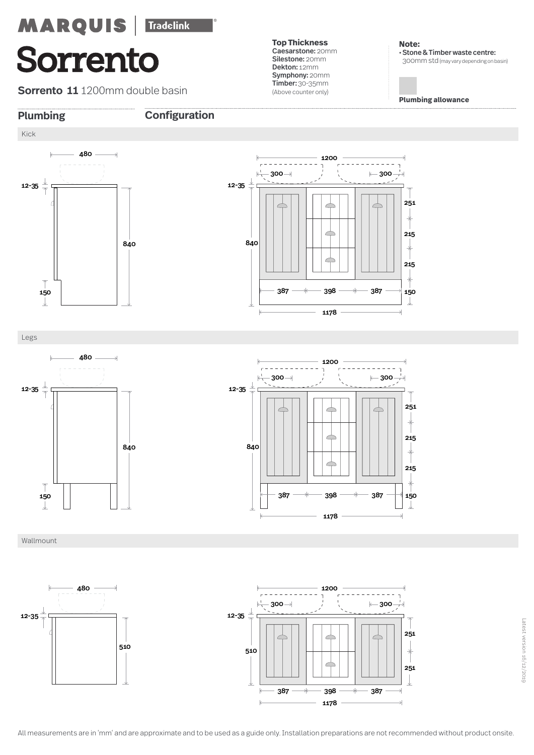MARQUIS | Tradelink

# Sorrento

**Sorrento 11** 1200mm double basin

**Top Thickness**
**Caesarstone:** 20mm
**Silestone:** 20mm
**Dekton:** 12mm
**Symphony:** 20mm
**Timber:** 30-35mm
(Above counter only)

**Note:**
- **Stone & Timber waste centre:** 300mm std (may vary depending on basin)

**Plumbing allowance**

## Plumbing

## Configuration

### Kick

480
12-35
840
150

1200
300
300
12-35
840
251
215
215
150
387
398
387
1178

### Legs

480
12-35
840
150

1200
300
300
12-35
840
251
215
215
150
387
398
387
1178

### Wallmount

480
12-35
510

1200
300
300
12-35
510
251
251
387
398
387
1178

Latest version 16/12/2019

All measurements are in 'mm' and are approximate and to be used as a guide only. Installation preparations are not recommended without product onsite.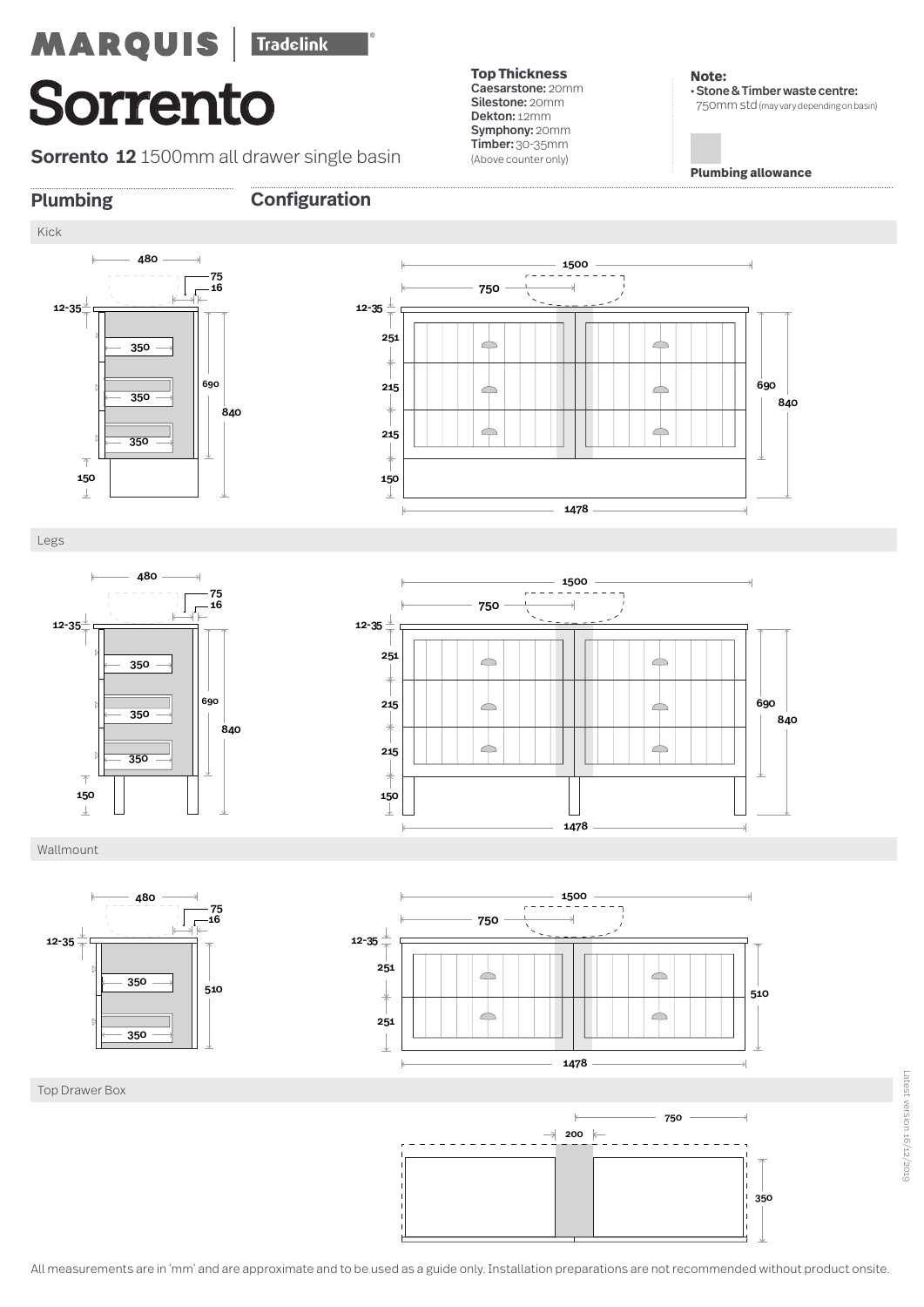MARQUIS | Tradelink

# Sorrento

**Sorrento 12** 1500mm all drawer single basin

**Top Thickness**
**Caesarstone:** 20mm
**Silestone:** 20mm
**Dekton:** 12mm
**Symphony:** 20mm
**Timber:** 30-35mm
(Above counter only)

**Note:**
- **Stone & Timber waste centre:** 750mm std (may vary depending on basin)

**Plumbing allowance**

## Plumbing

## Configuration

### Kick

480, 75, 16, 12-35, 350, 350, 350, 690, 840, 150

1500, 750, 12-35, 251, 215, 215, 150, 690, 840, 1478

### Legs

480, 75, 16, 12-35, 350, 350, 350, 690, 840, 150

1500, 750, 12-35, 251, 215, 215, 150, 690, 840, 1478

### Wallmount

480, 75, 16, 12-35, 350, 350, 510

1500, 750, 12-35, 251, 251, 510, 1478

### Top Drawer Box

750, 200, 350

All measurements are in 'mm' and are approximate and to be used as a guide only. Installation preparations are not recommended without product onsite.

Latest version 16/12/2019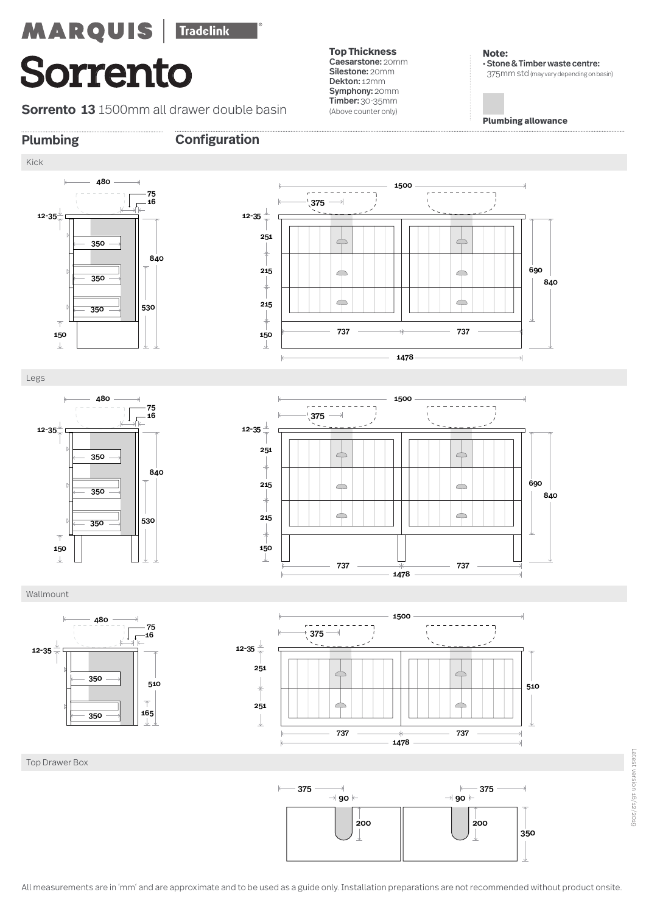MARQUIS | Tradelink

# Sorrento

**Sorrento 13** 1500mm all drawer double basin

**Top Thickness**
**Caesarstone:** 20mm
**Silestone:** 20mm
**Dekton:** 12mm
**Symphony:** 20mm
**Timber:** 30-35mm
(Above counter only)

**Note:**
• **Stone & Timber waste centre:** 375mm std (may vary depending on basin)

**Plumbing allowance**

## Plumbing

## Configuration

### Kick

480, 75, 16, 12-35, 350, 350, 350, 840, 530, 150

1500, 375, 12-35, 251, 215, 215, 150, 690, 840, 737, 737, 1478

### Legs

480, 75, 16, 12-35, 350, 350, 350, 840, 530, 150

1500, 375, 12-35, 251, 215, 215, 150, 690, 840, 737, 737, 1478

### Wallmount

480, 75, 16, 12-35, 350, 350, 510, 165

1500, 375, 12-35, 251, 251, 510, 737, 737, 1478

### Top Drawer Box

375, 90, 200, 375, 90, 200, 350

All measurements are in 'mm' and are approximate and to be used as a guide only. Installation preparations are not recommended without product onsite.

Latest version 16/12/2019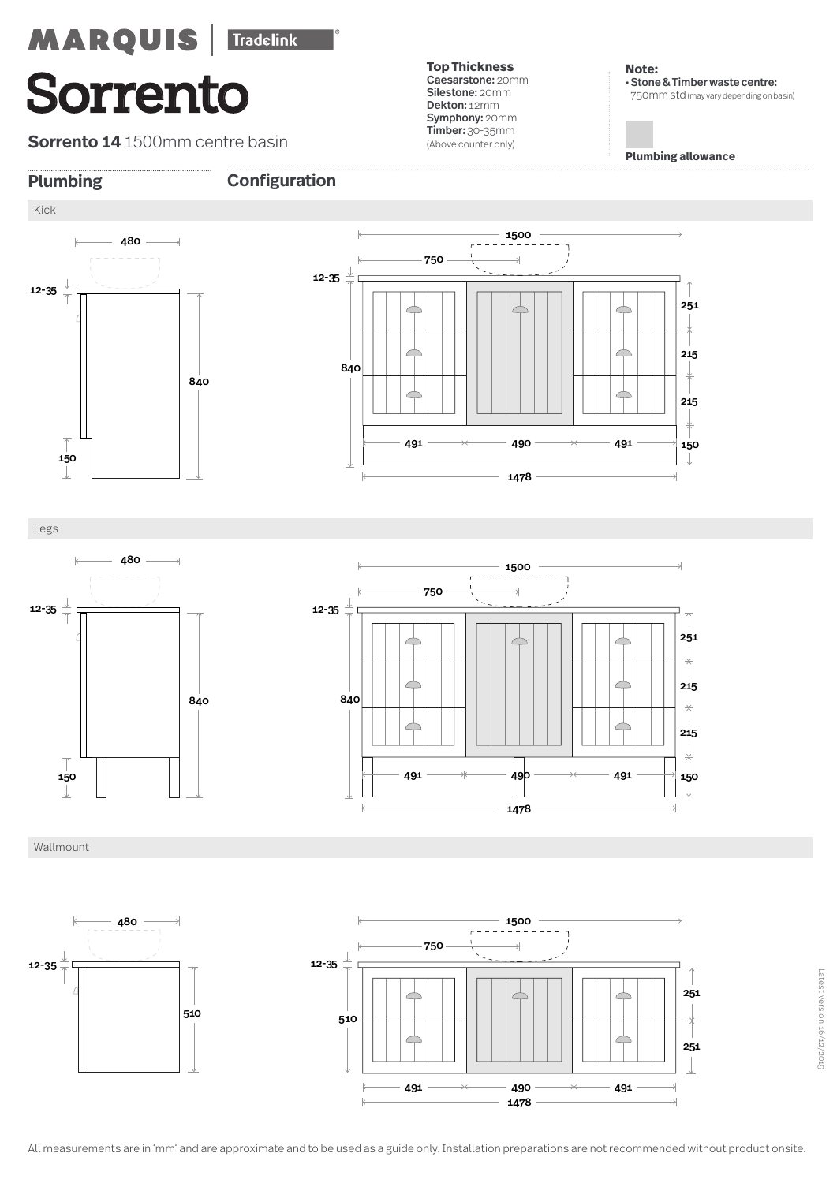MARQUIS | Tradelink

# Sorrento

**Sorrento 14** 1500mm centre basin

**Top Thickness**
**Caesarstone:** 20mm
**Silestone:** 20mm
**Dekton:** 12mm
**Symphony:** 20mm
**Timber:** 30-35mm
(Above counter only)

**Note:**
- **Stone & Timber waste centre:** 750mm std (may vary depending on basin)

**Plumbing allowance**

## Plumbing

## Configuration

### Kick

480
12-35
840
150

1500
750
12-35
840
251
215
215
150
491 490 491
1478

### Legs

480
12-35
840
150

1500
750
12-35
840
251
215
215
150
491 490 491
1478

### Wallmount

480
12-35
510

1500
750
12-35
510
251
251
491 490 491
1478

Latest version 16/12/2019

All measurements are in 'mm' and are approximate and to be used as a guide only. Installation preparations are not recommended without product onsite.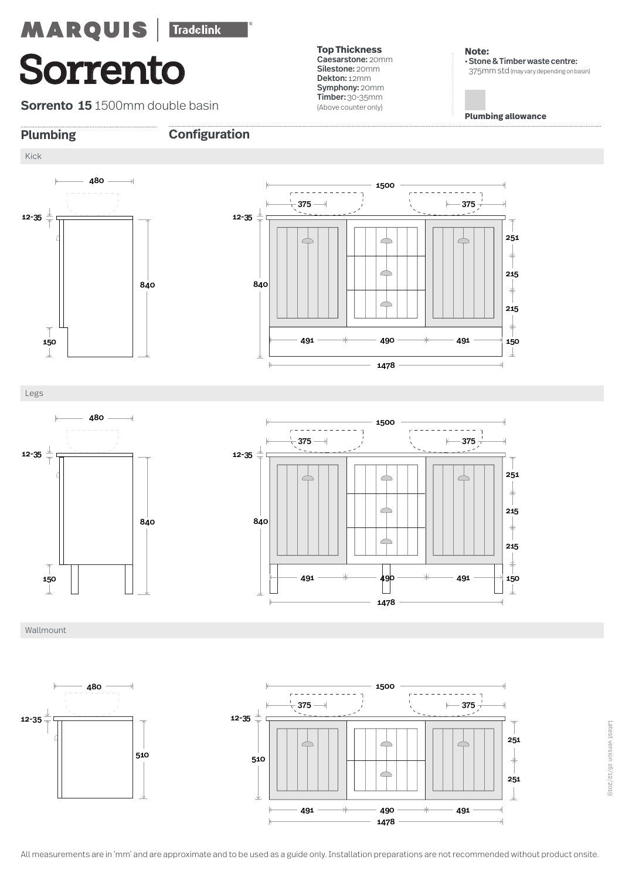MARQUIS | Tradelink

# Sorrento

**Sorrento 15** 1500mm double basin

**Top Thickness**
**Caesarstone:** 20mm
**Silestone:** 20mm
**Dekton:** 12mm
**Symphony:** 20mm
**Timber:** 30-35mm
(Above counter only)

**Note:**
- **Stone & Timber waste centre:** 375mm std (may vary depending on basin)

**Plumbing allowance**

## Plumbing

## Configuration

### Kick

480
12-35
840
150

1500
375
375
12-35
840
251
215
215
491
490
491
150
1478

### Legs

480
12-35
840
150

1500
375
375
12-35
840
251
215
215
491
490
491
150
1478

### Wallmount

480
12-35
510

1500
375
375
12-35
510
251
251
491
490
491
1478

Latest version 16/12/2019

All measurements are in 'mm' and are approximate and to be used as a guide only. Installation preparations are not recommended without product onsite.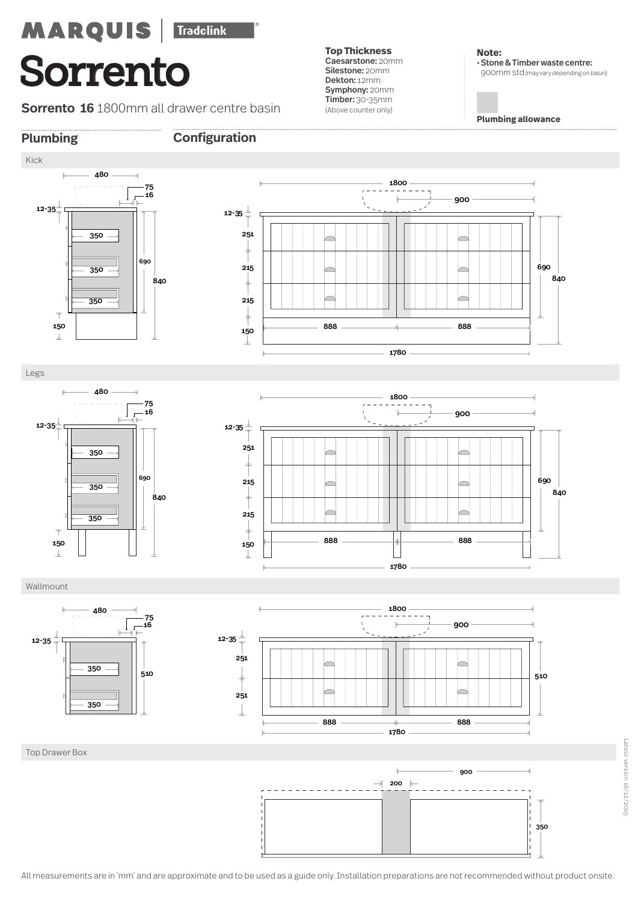MARQUIS | Tradelink®

# Sorrento

**Sorrento 16** 1800mm all drawer centre basin

**Top Thickness**
**Caesarstone:** 20mm
**Silestone:** 20mm
**Dekton:** 12mm
**Symphony:** 20mm
**Timber:** 30-35mm
(Above counter only)

**Note:**
- **Stone & Timber waste centre:** 900mm std (may vary depending on basin)

**Plumbing allowance**

## Plumbing

## Configuration

### Kick

480, 75, 16, 12-35, 350, 350, 350, 690, 840, 150

1800, 900, 12-35, 251, 215, 215, 150, 888, 888, 1780, 690, 840

### Legs

480, 75, 16, 12-35, 350, 350, 350, 690, 840, 150

1800, 900, 12-35, 251, 215, 215, 150, 888, 888, 1780, 690, 840

### Wallmount

480, 75, 16, 12-35, 350, 350, 510

1800, 900, 12-35, 251, 251, 888, 888, 1780, 510

### Top Drawer Box

900, 200, 350

Latest version 16/12/2019

All measurements are in 'mm' and are approximate and to be used as a guide only. Installation preparations are not recommended without product onsite.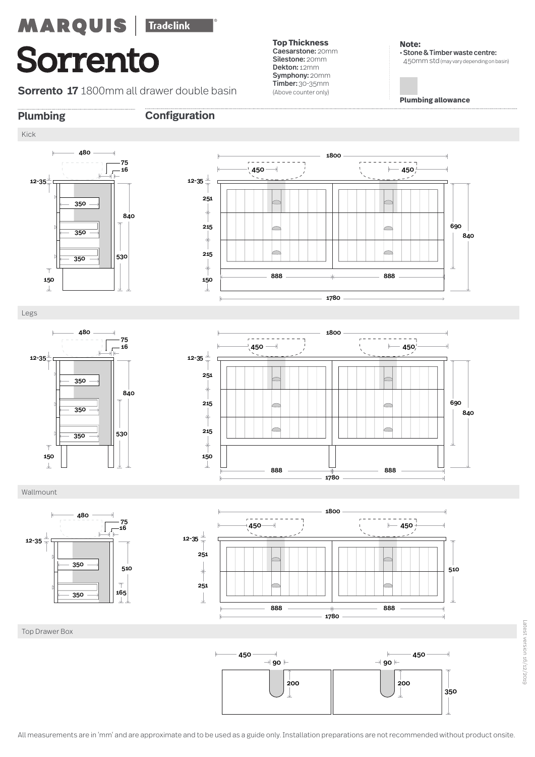MARQUIS | Tradelink®

# Sorrento

**Sorrento 17** 1800mm all drawer double basin

**Top Thickness**
**Caesarstone:** 20mm
**Silestone:** 20mm
**Dekton:** 12mm
**Symphony:** 20mm
**Timber:** 30-35mm
(Above counter only)

**Note:**
• **Stone & Timber waste centre:** 450mm std (may vary depending on basin)

**Plumbing allowance**

## Plumbing

## Configuration

### Kick

### Legs

### Wallmount

### Top Drawer Box

Latest version 16/12/2019

All measurements are in 'mm' and are approximate and to be used as a guide only. Installation preparations are not recommended without product onsite.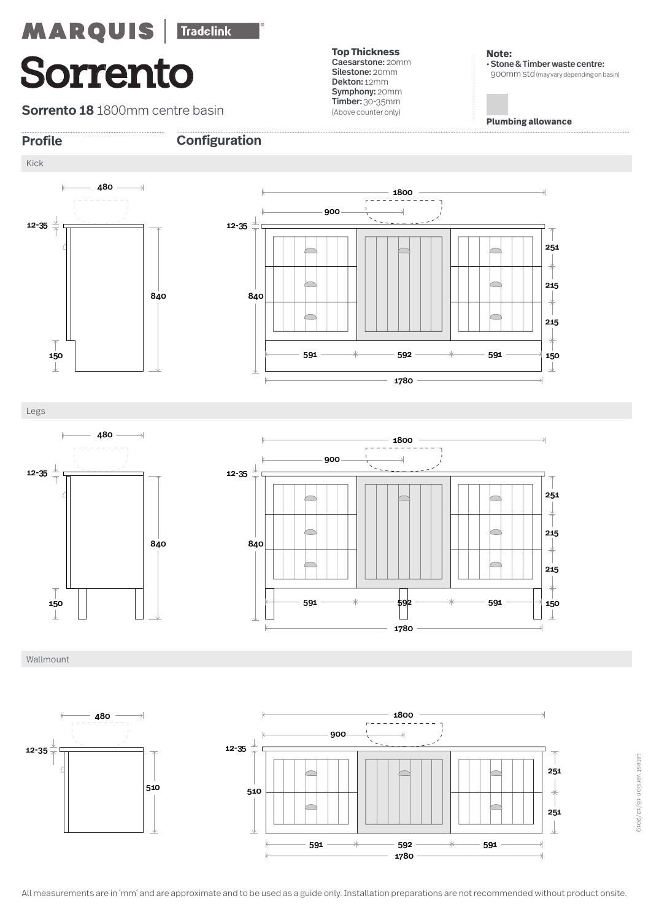MARQUIS | Tradelink

# Sorrento

**Sorrento 18** 1800mm centre basin

**Top Thickness**
**Caesarstone:** 20mm
**Silestone:** 20mm
**Dekton:** 12mm
**Symphony:** 20mm
**Timber:** 30-35mm
(Above counter only)

**Note:**
- **Stone & Timber waste centre:** 900mm std (may vary depending on basin)

**Plumbing allowance**

## Profile

## Configuration

### Kick

480, 12-35, 840, 150

1800, 900, 12-35, 840, 251, 215, 215, 150, 591, 592, 591, 1780

### Legs

480, 12-35, 840, 150

1800, 900, 12-35, 840, 251, 215, 215, 150, 591, 592, 591, 1780

### Wallmount

480, 12-35, 510

1800, 900, 12-35, 510, 251, 251, 591, 592, 591, 1780

Latest version 16/12/2019

All measurements are in 'mm' and are approximate and to be used as a guide only. Installation preparations are not recommended without product onsite.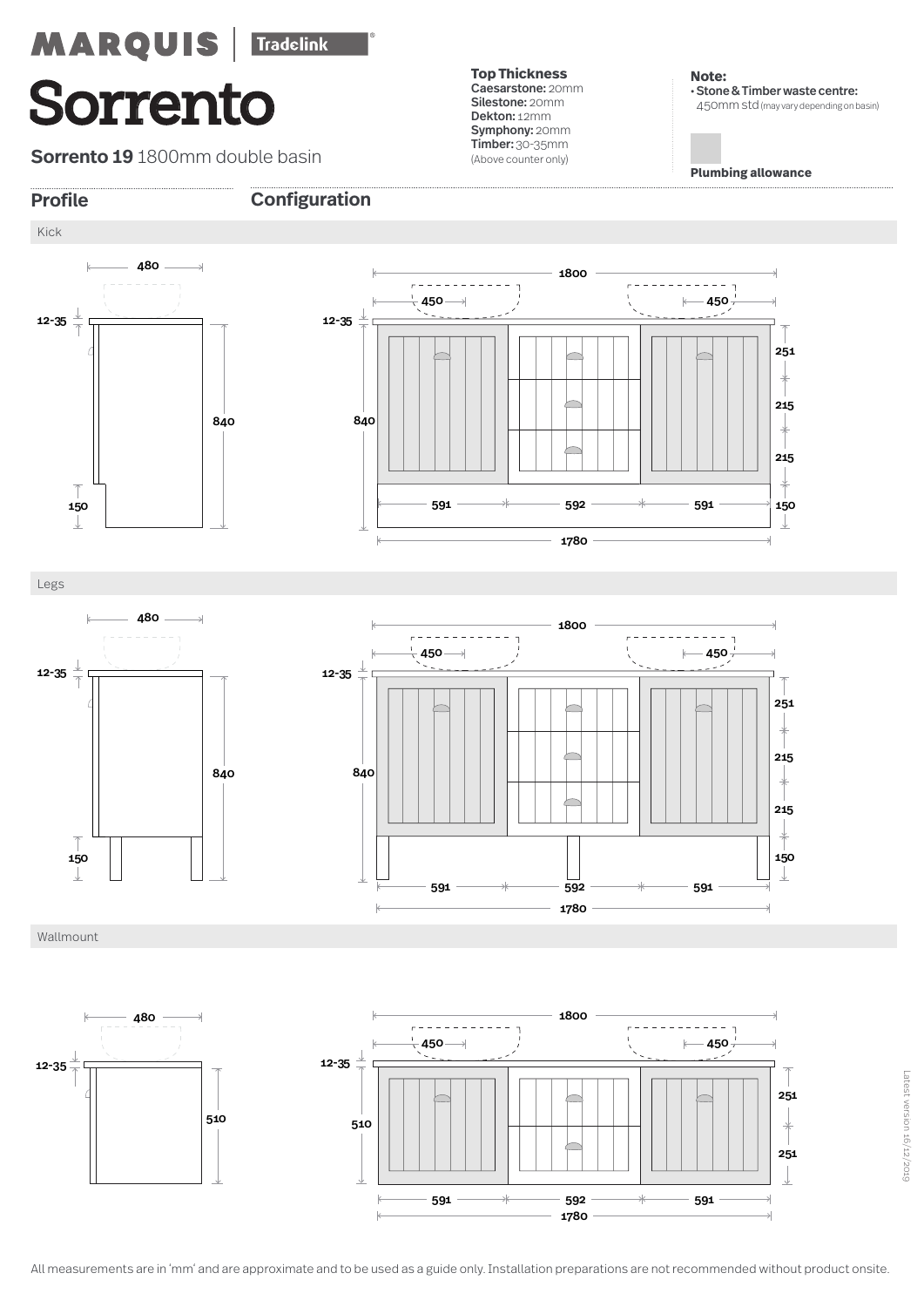MARQUIS | Tradelink®

# Sorrento

**Sorrento 19** 1800mm double basin

**Top Thickness**
**Caesarstone:** 20mm
**Silestone:** 20mm
**Dekton:** 12mm
**Symphony:** 20mm
**Timber:** 30-35mm
(Above counter only)

**Note:**
- **Stone & Timber waste centre:** 450mm std (may vary depending on basin)

**Plumbing allowance**

## Profile

## Configuration

### Kick

480
12-35
840
150

1800
450
450
12-35
840
251
215
215
150
591
592
591
1780

### Legs

480
12-35
840
150

1800
450
450
12-35
840
251
215
215
150
591
592
591
1780

### Wallmount

480
12-35
510

1800
450
450
12-35
510
251
251
591
592
591
1780

Latest version 16/12/2019

All measurements are in 'mm' and are approximate and to be used as a guide only. Installation preparations are not recommended without product onsite.